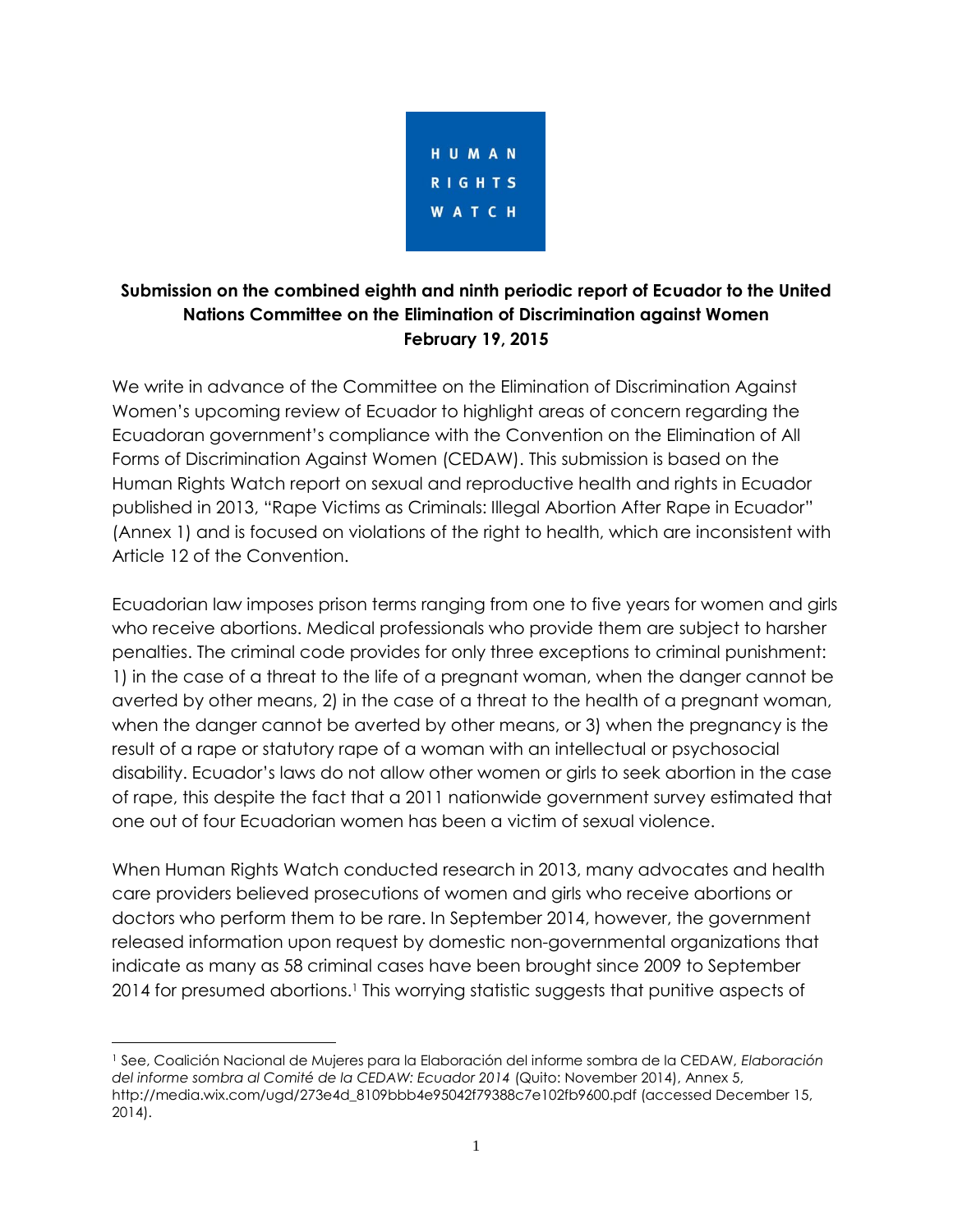HUMAN RIGHTS WATCH

**Submission on the combined eighth and ninth periodic report of Ecuador to the United Nations Committee on the Elimination of Discrimination against Women**
**February 19, 2015**

We write in advance of the Committee on the Elimination of Discrimination Against Women's upcoming review of Ecuador to highlight areas of concern regarding the Ecuadoran government's compliance with the Convention on the Elimination of All Forms of Discrimination Against Women (CEDAW). This submission is based on the Human Rights Watch report on sexual and reproductive health and rights in Ecuador published in 2013, "Rape Victims as Criminals: Illegal Abortion After Rape in Ecuador" (Annex 1) and is focused on violations of the right to health, which are inconsistent with Article 12 of the Convention.

Ecuadorian law imposes prison terms ranging from one to five years for women and girls who receive abortions. Medical professionals who provide them are subject to harsher penalties. The criminal code provides for only three exceptions to criminal punishment: 1) in the case of a threat to the life of a pregnant woman, when the danger cannot be averted by other means, 2) in the case of a threat to the health of a pregnant woman, when the danger cannot be averted by other means, or 3) when the pregnancy is the result of a rape or statutory rape of a woman with an intellectual or psychosocial disability. Ecuador's laws do not allow other women or girls to seek abortion in the case of rape, this despite the fact that a 2011 nationwide government survey estimated that one out of four Ecuadorian women has been a victim of sexual violence.

When Human Rights Watch conducted research in 2013, many advocates and health care providers believed prosecutions of women and girls who receive abortions or doctors who perform them to be rare. In September 2014, however, the government released information upon request by domestic non-governmental organizations that indicate as many as 58 criminal cases have been brought since 2009 to September 2014 for presumed abortions.[1] This worrying statistic suggests that punitive aspects of

[1] See, Coalición Nacional de Mujeres para la Elaboración del informe sombra de la CEDAW, *Elaboración del informe sombra al Comité de la CEDAW: Ecuador 2014* (Quito: November 2014), Annex 5, http://media.wix.com/ugd/273e4d_8109bbb4e95042f79388c7e102fb9600.pdf (accessed December 15, 2014).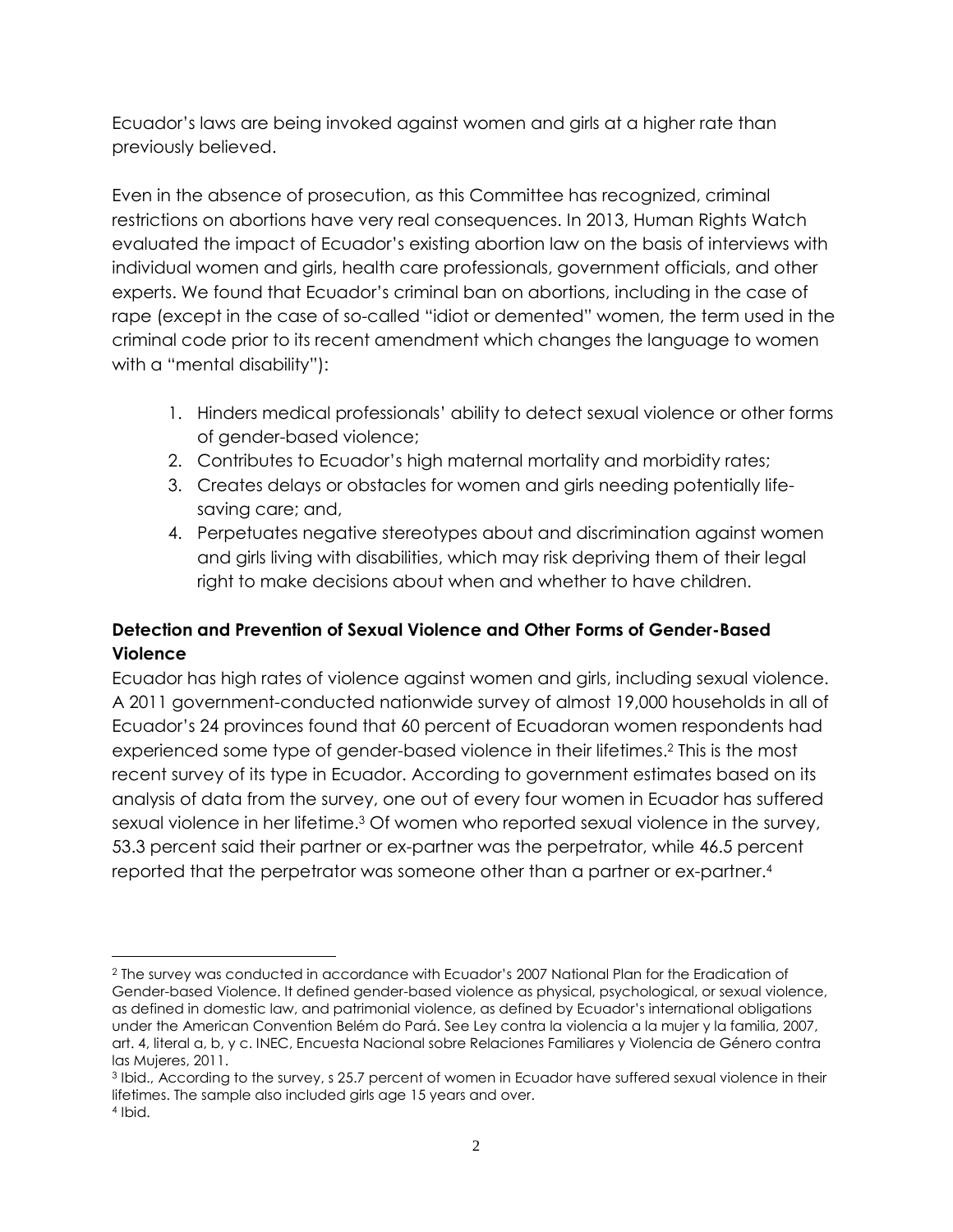Ecuador's laws are being invoked against women and girls at a higher rate than previously believed.

Even in the absence of prosecution, as this Committee has recognized, criminal restrictions on abortions have very real consequences. In 2013, Human Rights Watch evaluated the impact of Ecuador's existing abortion law on the basis of interviews with individual women and girls, health care professionals, government officials, and other experts. We found that Ecuador's criminal ban on abortions, including in the case of rape (except in the case of so-called "idiot or demented" women, the term used in the criminal code prior to its recent amendment which changes the language to women with a "mental disability"):

1. Hinders medical professionals' ability to detect sexual violence or other forms of gender-based violence;
2. Contributes to Ecuador's high maternal mortality and morbidity rates;
3. Creates delays or obstacles for women and girls needing potentially life-saving care; and,
4. Perpetuates negative stereotypes about and discrimination against women and girls living with disabilities, which may risk depriving them of their legal right to make decisions about when and whether to have children.

**Detection and Prevention of Sexual Violence and Other Forms of Gender-Based Violence**

Ecuador has high rates of violence against women and girls, including sexual violence. A 2011 government-conducted nationwide survey of almost 19,000 households in all of Ecuador's 24 provinces found that 60 percent of Ecuadoran women respondents had experienced some type of gender-based violence in their lifetimes.[2] This is the most recent survey of its type in Ecuador. According to government estimates based on its analysis of data from the survey, one out of every four women in Ecuador has suffered sexual violence in her lifetime.[3] Of women who reported sexual violence in the survey, 53.3 percent said their partner or ex-partner was the perpetrator, while 46.5 percent reported that the perpetrator was someone other than a partner or ex-partner.[4]

---

[2] The survey was conducted in accordance with Ecuador's 2007 National Plan for the Eradication of Gender-based Violence. It defined gender-based violence as physical, psychological, or sexual violence, as defined in domestic law, and patrimonial violence, as defined by Ecuador's international obligations under the American Convention Belém do Pará. See Ley contra la violencia a la mujer y la familia, 2007, art. 4, literal a, b, y c. INEC, Encuesta Nacional sobre Relaciones Familiares y Violencia de Género contra las Mujeres, 2011.

[3] Ibid., According to the survey, s 25.7 percent of women in Ecuador have suffered sexual violence in their lifetimes. The sample also included girls age 15 years and over.

[4] Ibid.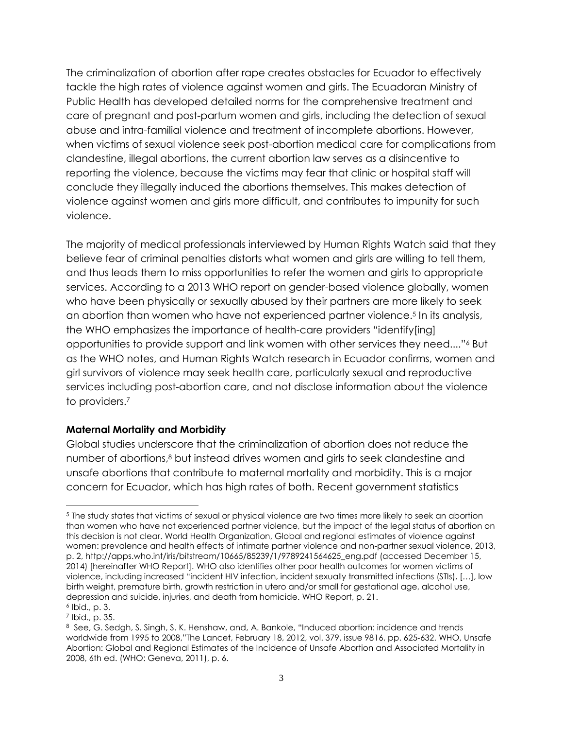The criminalization of abortion after rape creates obstacles for Ecuador to effectively tackle the high rates of violence against women and girls. The Ecuadoran Ministry of Public Health has developed detailed norms for the comprehensive treatment and care of pregnant and post-partum women and girls, including the detection of sexual abuse and intra-familial violence and treatment of incomplete abortions. However, when victims of sexual violence seek post-abortion medical care for complications from clandestine, illegal abortions, the current abortion law serves as a disincentive to reporting the violence, because the victims may fear that clinic or hospital staff will conclude they illegally induced the abortions themselves. This makes detection of violence against women and girls more difficult, and contributes to impunity for such violence.

The majority of medical professionals interviewed by Human Rights Watch said that they believe fear of criminal penalties distorts what women and girls are willing to tell them, and thus leads them to miss opportunities to refer the women and girls to appropriate services. According to a 2013 WHO report on gender-based violence globally, women who have been physically or sexually abused by their partners are more likely to seek an abortion than women who have not experienced partner violence.[5] In its analysis, the WHO emphasizes the importance of health-care providers "identify[ing] opportunities to provide support and link women with other services they need...."[6] But as the WHO notes, and Human Rights Watch research in Ecuador confirms, women and girl survivors of violence may seek health care, particularly sexual and reproductive services including post-abortion care, and not disclose information about the violence to providers.[7]

**Maternal Mortality and Morbidity**

Global studies underscore that the criminalization of abortion does not reduce the number of abortions,[8] but instead drives women and girls to seek clandestine and unsafe abortions that contribute to maternal mortality and morbidity. This is a major concern for Ecuador, which has high rates of both. Recent government statistics

---

[5] The study states that victims of sexual or physical violence are two times more likely to seek an abortion than women who have not experienced partner violence, but the impact of the legal status of abortion on this decision is not clear. World Health Organization, Global and regional estimates of violence against women: prevalence and health effects of intimate partner violence and non-partner sexual violence, 2013, p. 2, http://apps.who.int/iris/bitstream/10665/85239/1/9789241564625_eng.pdf (accessed December 15, 2014) [hereinafter WHO Report]. WHO also identifies other poor health outcomes for women victims of violence, including increased "incident HIV infection, incident sexually transmitted infections (STIs), […], low birth weight, premature birth, growth restriction in utero and/or small for gestational age, alcohol use, depression and suicide, injuries, and death from homicide. WHO Report, p. 21.

[6] Ibid., p. 3.

[7] Ibid., p. 35.

[8] See, G. Sedgh, S. Singh, S. K. Henshaw, and, A. Bankole, "Induced abortion: incidence and trends worldwide from 1995 to 2008,"The Lancet, February 18, 2012, vol. 379, issue 9816, pp. 625-632. WHO, Unsafe Abortion: Global and Regional Estimates of the Incidence of Unsafe Abortion and Associated Mortality in 2008, 6th ed. (WHO: Geneva, 2011), p. 6.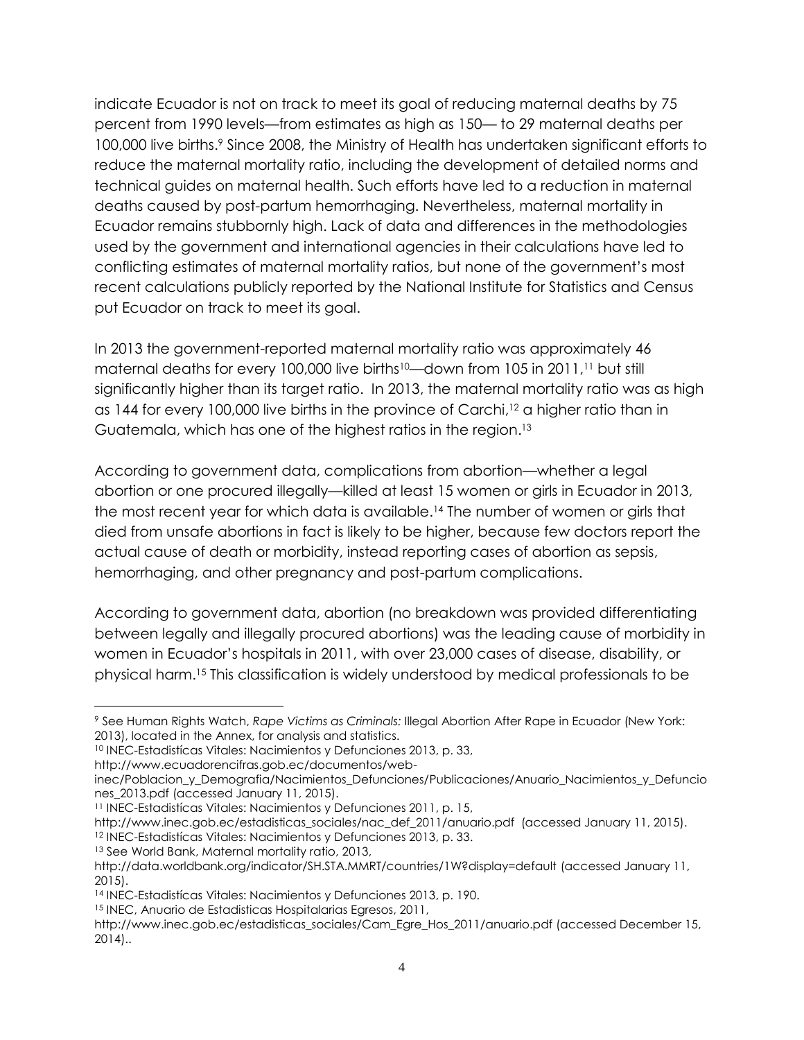indicate Ecuador is not on track to meet its goal of reducing maternal deaths by 75 percent from 1990 levels—from estimates as high as 150— to 29 maternal deaths per 100,000 live births.[9] Since 2008, the Ministry of Health has undertaken significant efforts to reduce the maternal mortality ratio, including the development of detailed norms and technical guides on maternal health. Such efforts have led to a reduction in maternal deaths caused by post-partum hemorrhaging. Nevertheless, maternal mortality in Ecuador remains stubbornly high. Lack of data and differences in the methodologies used by the government and international agencies in their calculations have led to conflicting estimates of maternal mortality ratios, but none of the government's most recent calculations publicly reported by the National Institute for Statistics and Census put Ecuador on track to meet its goal.

In 2013 the government-reported maternal mortality ratio was approximately 46 maternal deaths for every 100,000 live births[10]—down from 105 in 2011,[11] but still significantly higher than its target ratio. In 2013, the maternal mortality ratio was as high as 144 for every 100,000 live births in the province of Carchi,[12] a higher ratio than in Guatemala, which has one of the highest ratios in the region.[13]

According to government data, complications from abortion—whether a legal abortion or one procured illegally—killed at least 15 women or girls in Ecuador in 2013, the most recent year for which data is available.[14] The number of women or girls that died from unsafe abortions in fact is likely to be higher, because few doctors report the actual cause of death or morbidity, instead reporting cases of abortion as sepsis, hemorrhaging, and other pregnancy and post-partum complications.

According to government data, abortion (no breakdown was provided differentiating between legally and illegally procured abortions) was the leading cause of morbidity in women in Ecuador's hospitals in 2011, with over 23,000 cases of disease, disability, or physical harm.[15] This classification is widely understood by medical professionals to be

---

[9] See Human Rights Watch, *Rape Victims as Criminals:* Illegal Abortion After Rape in Ecuador (New York: 2013), located in the Annex, for analysis and statistics.

[10] INEC-Estadistícas Vitales: Nacimientos y Defunciones 2013, p. 33, http://www.ecuadorencifras.gob.ec/documentos/web-inec/Poblacion_y_Demografia/Nacimientos_Defunciones/Publicaciones/Anuario_Nacimientos_y_Defunciones_2013.pdf (accessed January 11, 2015).

[11] INEC-Estadistícas Vitales: Nacimientos y Defunciones 2011, p. 15, http://www.inec.gob.ec/estadisticas_sociales/nac_def_2011/anuario.pdf (accessed January 11, 2015).

[12] INEC-Estadistícas Vitales: Nacimientos y Defunciones 2013, p. 33.

[13] See World Bank, Maternal mortality ratio, 2013, http://data.worldbank.org/indicator/SH.STA.MMRT/countries/1W?display=default (accessed January 11, 2015).

[14] INEC-Estadistícas Vitales: Nacimientos y Defunciones 2013, p. 190.

[15] INEC, Anuario de Estadisticas Hospitalarias Egresos, 2011, http://www.inec.gob.ec/estadisticas_sociales/Cam_Egre_Hos_2011/anuario.pdf (accessed December 15, 2014)..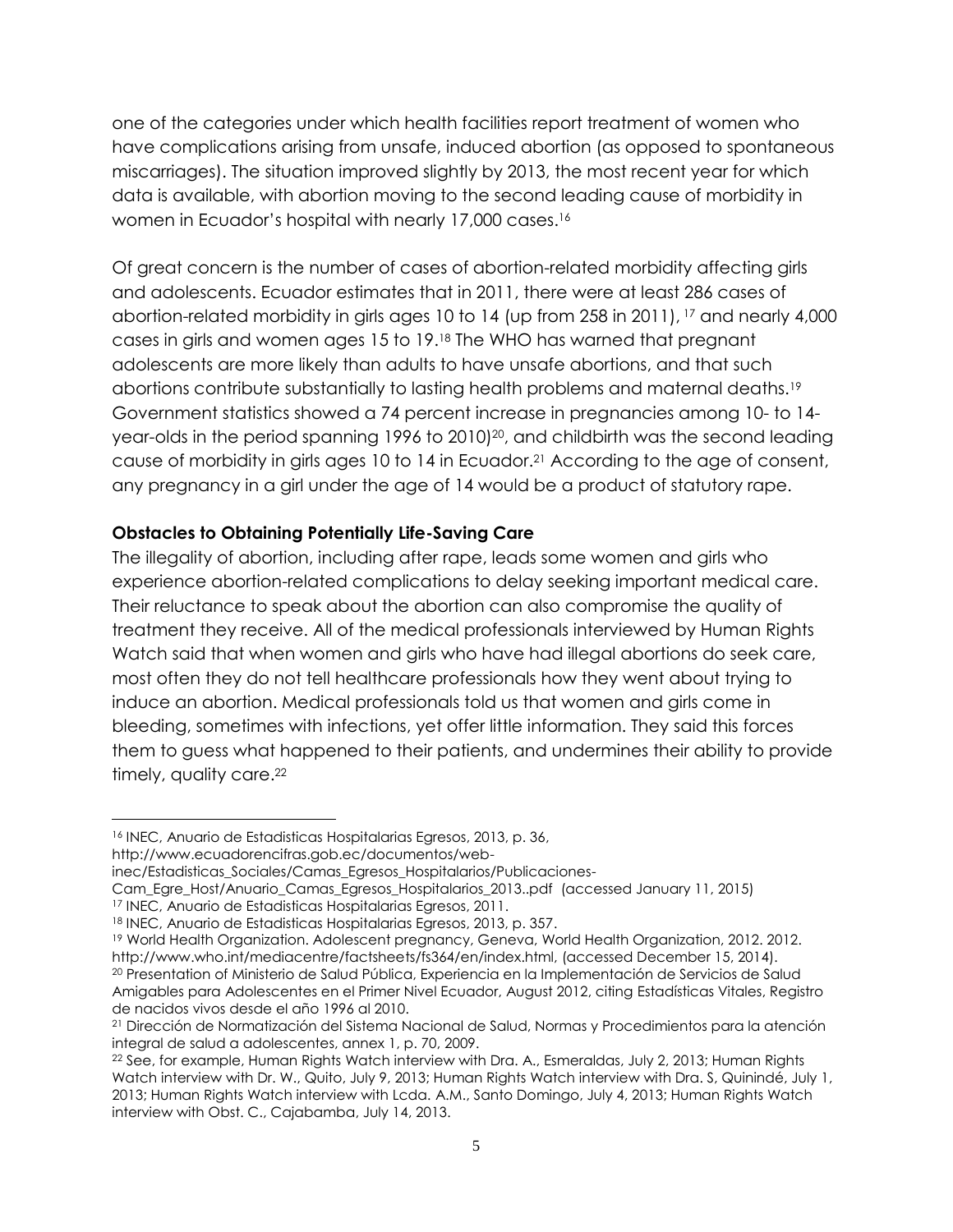one of the categories under which health facilities report treatment of women who have complications arising from unsafe, induced abortion (as opposed to spontaneous miscarriages). The situation improved slightly by 2013, the most recent year for which data is available, with abortion moving to the second leading cause of morbidity in women in Ecuador's hospital with nearly 17,000 cases.[16]

Of great concern is the number of cases of abortion-related morbidity affecting girls and adolescents. Ecuador estimates that in 2011, there were at least 286 cases of abortion-related morbidity in girls ages 10 to 14 (up from 258 in 2011), [17] and nearly 4,000 cases in girls and women ages 15 to 19.[18] The WHO has warned that pregnant adolescents are more likely than adults to have unsafe abortions, and that such abortions contribute substantially to lasting health problems and maternal deaths.[19] Government statistics showed a 74 percent increase in pregnancies among 10- to 14-year-olds in the period spanning 1996 to 2010)[20], and childbirth was the second leading cause of morbidity in girls ages 10 to 14 in Ecuador.[21] According to the age of consent, any pregnancy in a girl under the age of 14 would be a product of statutory rape.

**Obstacles to Obtaining Potentially Life-Saving Care**

The illegality of abortion, including after rape, leads some women and girls who experience abortion-related complications to delay seeking important medical care. Their reluctance to speak about the abortion can also compromise the quality of treatment they receive. All of the medical professionals interviewed by Human Rights Watch said that when women and girls who have had illegal abortions do seek care, most often they do not tell healthcare professionals how they went about trying to induce an abortion. Medical professionals told us that women and girls come in bleeding, sometimes with infections, yet offer little information. They said this forces them to guess what happened to their patients, and undermines their ability to provide timely, quality care.[22]

---

[16] INEC, Anuario de Estadisticas Hospitalarias Egresos, 2013, p. 36, http://www.ecuadorencifras.gob.ec/documentos/web-inec/Estadisticas_Sociales/Camas_Egresos_Hospitalarios/Publicaciones-Cam_Egre_Host/Anuario_Camas_Egresos_Hospitalarios_2013..pdf (accessed January 11, 2015)

[17] INEC, Anuario de Estadisticas Hospitalarias Egresos, 2011.

[18] INEC, Anuario de Estadisticas Hospitalarias Egresos, 2013, p. 357.

[19] World Health Organization. Adolescent pregnancy, Geneva, World Health Organization, 2012. 2012. http://www.who.int/mediacentre/factsheets/fs364/en/index.html, (accessed December 15, 2014).

[20] Presentation of Ministerio de Salud Pública, Experiencia en la Implementación de Servicios de Salud Amigables para Adolescentes en el Primer Nivel Ecuador, August 2012, citing Estadísticas Vitales, Registro de nacidos vivos desde el año 1996 al 2010.

[21] Dirección de Normatización del Sistema Nacional de Salud, Normas y Procedimientos para la atención integral de salud a adolescentes, annex 1, p. 70, 2009.

[22] See, for example, Human Rights Watch interview with Dra. A., Esmeraldas, July 2, 2013; Human Rights Watch interview with Dr. W., Quito, July 9, 2013; Human Rights Watch interview with Dra. S, Quinindé, July 1, 2013; Human Rights Watch interview with Lcda. A.M., Santo Domingo, July 4, 2013; Human Rights Watch interview with Obst. C., Cajabamba, July 14, 2013.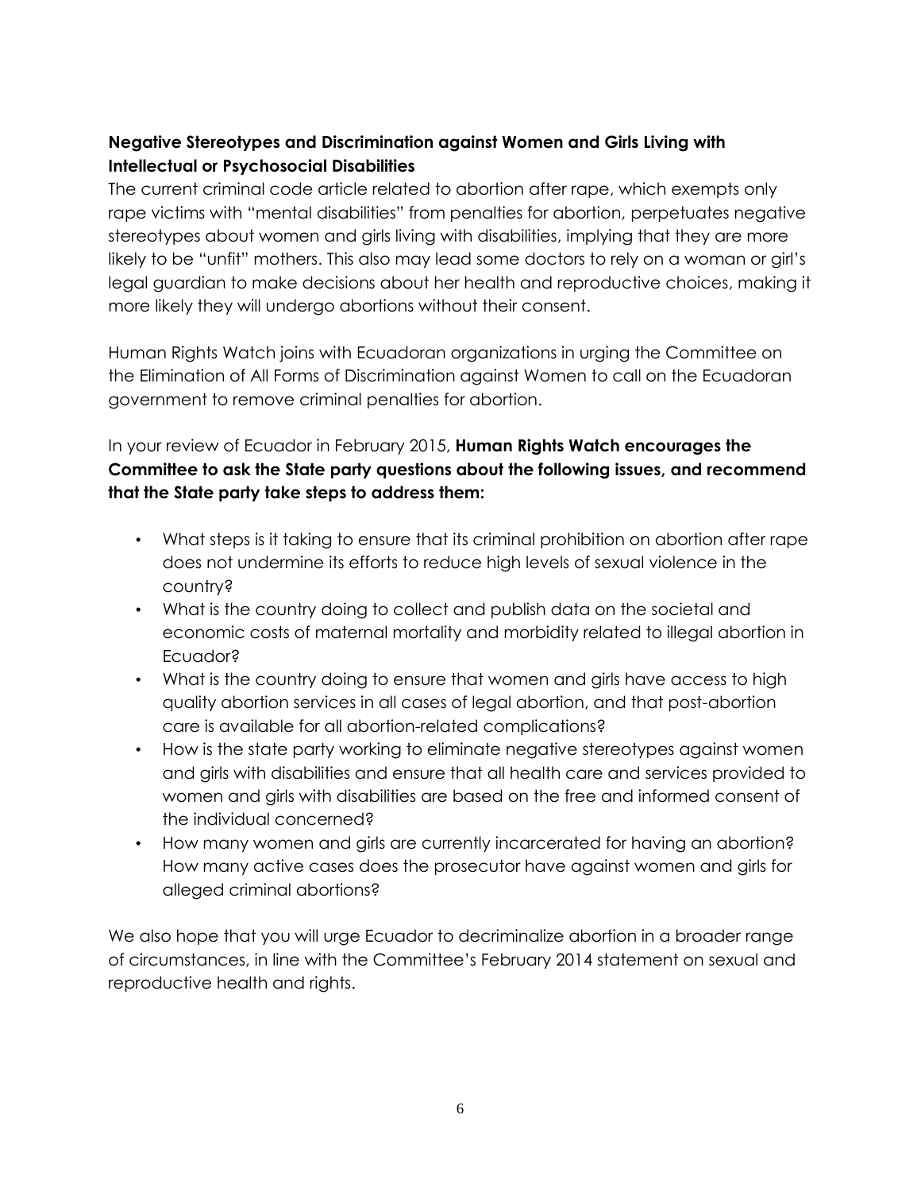**Negative Stereotypes and Discrimination against Women and Girls Living with Intellectual or Psychosocial Disabilities**

The current criminal code article related to abortion after rape, which exempts only rape victims with "mental disabilities" from penalties for abortion, perpetuates negative stereotypes about women and girls living with disabilities, implying that they are more likely to be "unfit" mothers. This also may lead some doctors to rely on a woman or girl's legal guardian to make decisions about her health and reproductive choices, making it more likely they will undergo abortions without their consent.

Human Rights Watch joins with Ecuadoran organizations in urging the Committee on the Elimination of All Forms of Discrimination against Women to call on the Ecuadoran government to remove criminal penalties for abortion.

In your review of Ecuador in February 2015, **Human Rights Watch encourages the Committee to ask the State party questions about the following issues, and recommend that the State party take steps to address them:**

- What steps is it taking to ensure that its criminal prohibition on abortion after rape does not undermine its efforts to reduce high levels of sexual violence in the country?
- What is the country doing to collect and publish data on the societal and economic costs of maternal mortality and morbidity related to illegal abortion in Ecuador?
- What is the country doing to ensure that women and girls have access to high quality abortion services in all cases of legal abortion, and that post-abortion care is available for all abortion-related complications?
- How is the state party working to eliminate negative stereotypes against women and girls with disabilities and ensure that all health care and services provided to women and girls with disabilities are based on the free and informed consent of the individual concerned?
- How many women and girls are currently incarcerated for having an abortion? How many active cases does the prosecutor have against women and girls for alleged criminal abortions?

We also hope that you will urge Ecuador to decriminalize abortion in a broader range of circumstances, in line with the Committee's February 2014 statement on sexual and reproductive health and rights.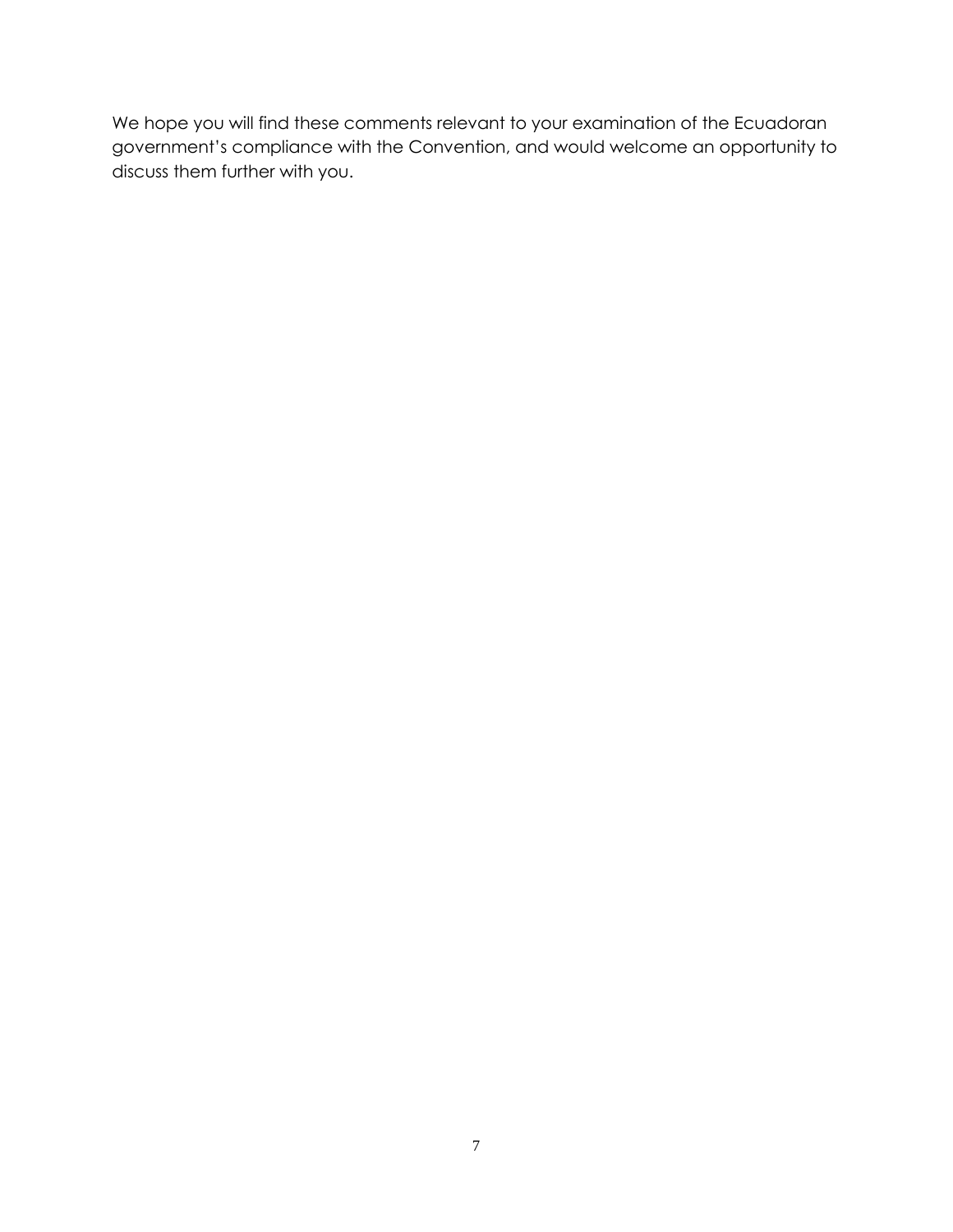We hope you will find these comments relevant to your examination of the Ecuadoran government's compliance with the Convention, and would welcome an opportunity to discuss them further with you.